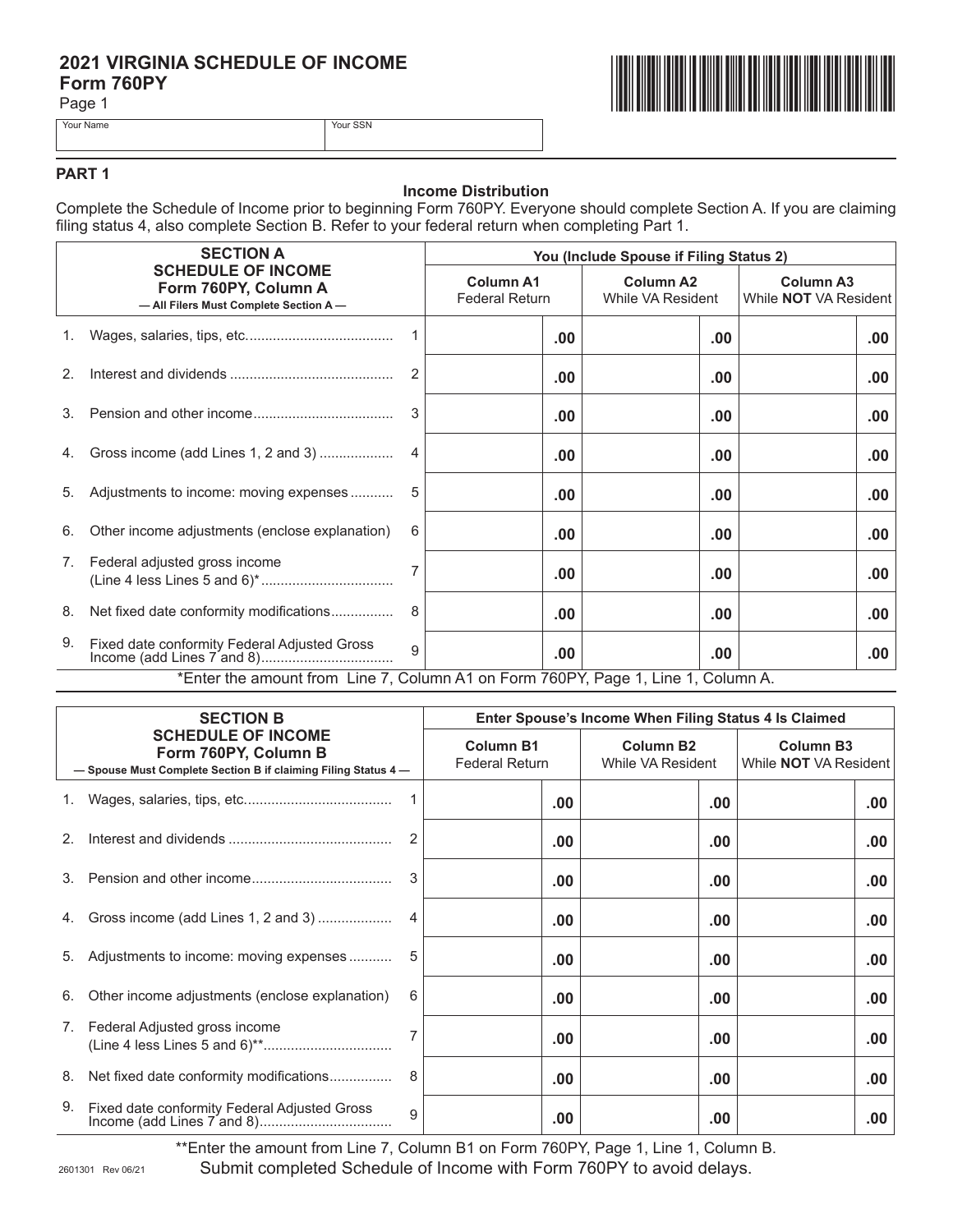# 2021 VIRGINIA SCHEDULE OF INCOME
## Form 760PY

Page 1

| Your Name | Your SSN |
|---|---|
| | |

## PART 1

### Income Distribution

Complete the Schedule of Income prior to beginning Form 760PY. Everyone should complete Section A. If you are claiming filing status 4, also complete Section B. Refer to your federal return when completing Part 1.

| SECTION A SCHEDULE OF INCOME Form 760PY, Column A — All Filers Must Complete Section A — | | You (Include Spouse if Filing Status 2) | | |
|---|---|---|---|---|
| | | Column A1 Federal Return | Column A2 While VA Resident | Column A3 While **NOT** VA Resident |
| 1. Wages, salaries, tips, etc. | 1 | .00 | .00 | .00 |
| 2. Interest and dividends | 2 | .00 | .00 | .00 |
| 3. Pension and other income | 3 | .00 | .00 | .00 |
| 4. Gross income (add Lines 1, 2 and 3) | 4 | .00 | .00 | .00 |
| 5. Adjustments to income: moving expenses | 5 | .00 | .00 | .00 |
| 6. Other income adjustments (enclose explanation) | 6 | .00 | .00 | .00 |
| 7. Federal adjusted gross income (Line 4 less Lines 5 and 6)* | 7 | .00 | .00 | .00 |
| 8. Net fixed date conformity modifications | 8 | .00 | .00 | .00 |
| 9. Fixed date conformity Federal Adjusted Gross Income (add Lines 7 and 8) | 9 | .00 | .00 | .00 |

*Enter the amount from Line 7, Column A1 on Form 760PY, Page 1, Line 1, Column A.

| SECTION B SCHEDULE OF INCOME Form 760PY, Column B — Spouse Must Complete Section B if claiming Filing Status 4 — | | Enter Spouse's Income When Filing Status 4 Is Claimed | | |
|---|---|---|---|---|
| | | Column B1 Federal Return | Column B2 While VA Resident | Column B3 While **NOT** VA Resident |
| 1. Wages, salaries, tips, etc. | 1 | .00 | .00 | .00 |
| 2. Interest and dividends | 2 | .00 | .00 | .00 |
| 3. Pension and other income | 3 | .00 | .00 | .00 |
| 4. Gross income (add Lines 1, 2 and 3) | 4 | .00 | .00 | .00 |
| 5. Adjustments to income: moving expenses | 5 | .00 | .00 | .00 |
| 6. Other income adjustments (enclose explanation) | 6 | .00 | .00 | .00 |
| 7. Federal Adjusted gross income (Line 4 less Lines 5 and 6)** | 7 | .00 | .00 | .00 |
| 8. Net fixed date conformity modifications | 8 | .00 | .00 | .00 |
| 9. Fixed date conformity Federal Adjusted Gross Income (add Lines 7 and 8) | 9 | .00 | .00 | .00 |

**Enter the amount from Line 7, Column B1 on Form 760PY, Page 1, Line 1, Column B.

Submit completed Schedule of Income with Form 760PY to avoid delays.

2601301 Rev 06/21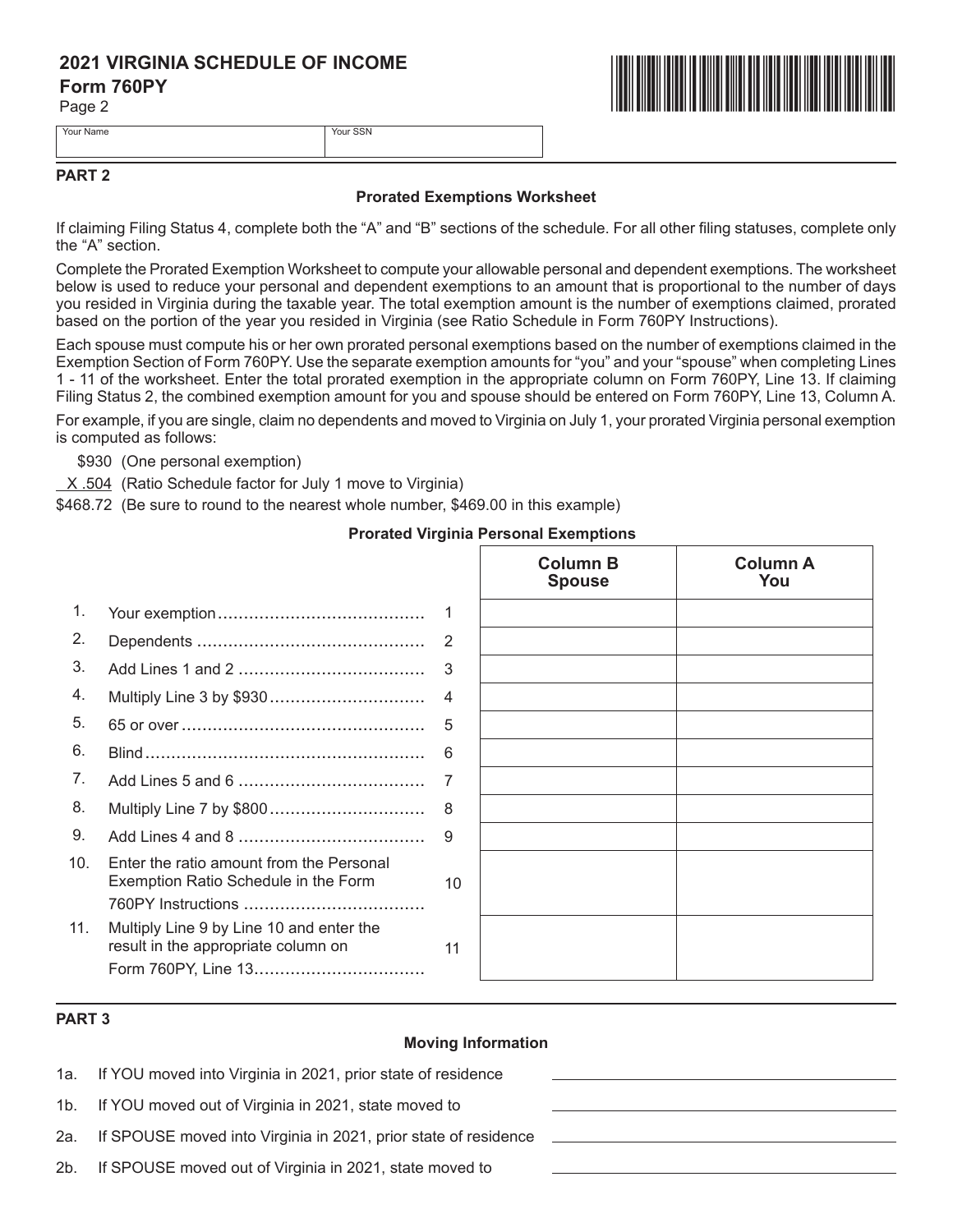# 2021 VIRGINIA SCHEDULE OF INCOME

**Form 760PY**

Page 2

| Your Name | Your SSN |
|---|---|
| | |

## PART 2

### Prorated Exemptions Worksheet

If claiming Filing Status 4, complete both the "A" and "B" sections of the schedule. For all other filing statuses, complete only the "A" section.

Complete the Prorated Exemption Worksheet to compute your allowable personal and dependent exemptions. The worksheet below is used to reduce your personal and dependent exemptions to an amount that is proportional to the number of days you resided in Virginia during the taxable year. The total exemption amount is the number of exemptions claimed, prorated based on the portion of the year you resided in Virginia (see Ratio Schedule in Form 760PY Instructions).

Each spouse must compute his or her own prorated personal exemptions based on the number of exemptions claimed in the Exemption Section of Form 760PY. Use the separate exemption amounts for "you" and your "spouse" when completing Lines 1 - 11 of the worksheet. Enter the total prorated exemption in the appropriate column on Form 760PY, Line 13. If claiming Filing Status 2, the combined exemption amount for you and spouse should be entered on Form 760PY, Line 13, Column A.

For example, if you are single, claim no dependents and moved to Virginia on July 1, your prorated Virginia personal exemption is computed as follows:

$930 (One personal exemption)

X .504 (Ratio Schedule factor for July 1 move to Virginia)

$468.72 (Be sure to round to the nearest whole number, $469.00 in this example)

### Prorated Virginia Personal Exemptions

| | | | Column B Spouse | Column A You |
|---|---|---|---|---|
| 1. | Your exemption | 1 | | |
| 2. | Dependents | 2 | | |
| 3. | Add Lines 1 and 2 | 3 | | |
| 4. | Multiply Line 3 by $930 | 4 | | |
| 5. | 65 or over | 5 | | |
| 6. | Blind | 6 | | |
| 7. | Add Lines 5 and 6 | 7 | | |
| 8. | Multiply Line 7 by $800 | 8 | | |
| 9. | Add Lines 4 and 8 | 9 | | |
| 10. | Enter the ratio amount from the Personal Exemption Ratio Schedule in the Form 760PY Instructions | 10 | | |
| 11. | Multiply Line 9 by Line 10 and enter the result in the appropriate column on Form 760PY, Line 13 | 11 | | |

## PART 3

### Moving Information

1a. If YOU moved into Virginia in 2021, prior state of residence \_\_\_\_\_\_\_\_\_\_\_\_\_\_\_\_\_\_\_\_

1b. If YOU moved out of Virginia in 2021, state moved to \_\_\_\_\_\_\_\_\_\_\_\_\_\_\_\_\_\_\_\_

2a. If SPOUSE moved into Virginia in 2021, prior state of residence \_\_\_\_\_\_\_\_\_\_\_\_\_\_\_\_\_\_\_\_

2b. If SPOUSE moved out of Virginia in 2021, state moved to \_\_\_\_\_\_\_\_\_\_\_\_\_\_\_\_\_\_\_\_